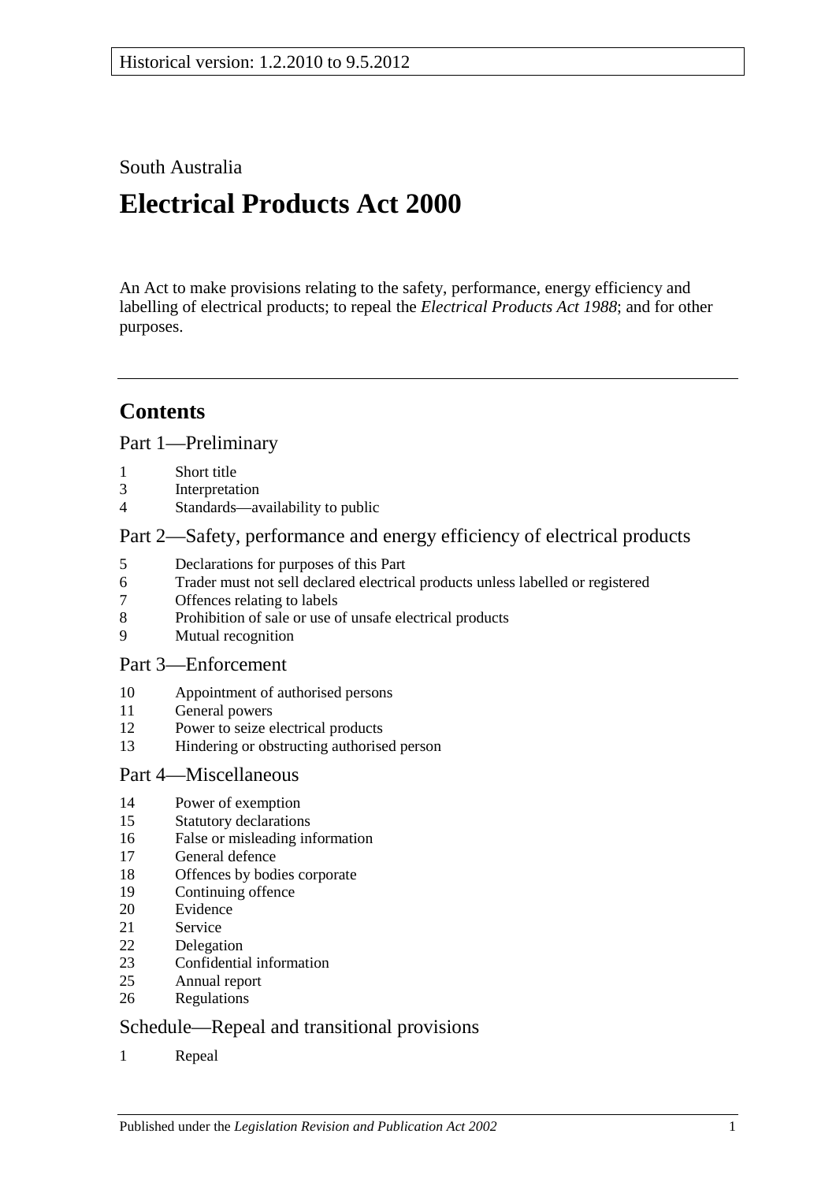Historical version: 1.2.2010 to 9.5.2012

South Australia

# Electrical Products Act 2000

An Act to make provisions relating to the safety, performance, energy efficiency and labelling of electrical products; to repeal the *Electrical Products Act 1988*; and for other purposes.

## Contents

### Part 1—Preliminary

1 Short title
3 Interpretation
4 Standards—availability to public

### Part 2—Safety, performance and energy efficiency of electrical products

5 Declarations for purposes of this Part
6 Trader must not sell declared electrical products unless labelled or registered
7 Offences relating to labels
8 Prohibition of sale or use of unsafe electrical products
9 Mutual recognition

### Part 3—Enforcement

10 Appointment of authorised persons
11 General powers
12 Power to seize electrical products
13 Hindering or obstructing authorised person

### Part 4—Miscellaneous

14 Power of exemption
15 Statutory declarations
16 False or misleading information
17 General defence
18 Offences by bodies corporate
19 Continuing offence
20 Evidence
21 Service
22 Delegation
23 Confidential information
25 Annual report
26 Regulations

### Schedule—Repeal and transitional provisions

1 Repeal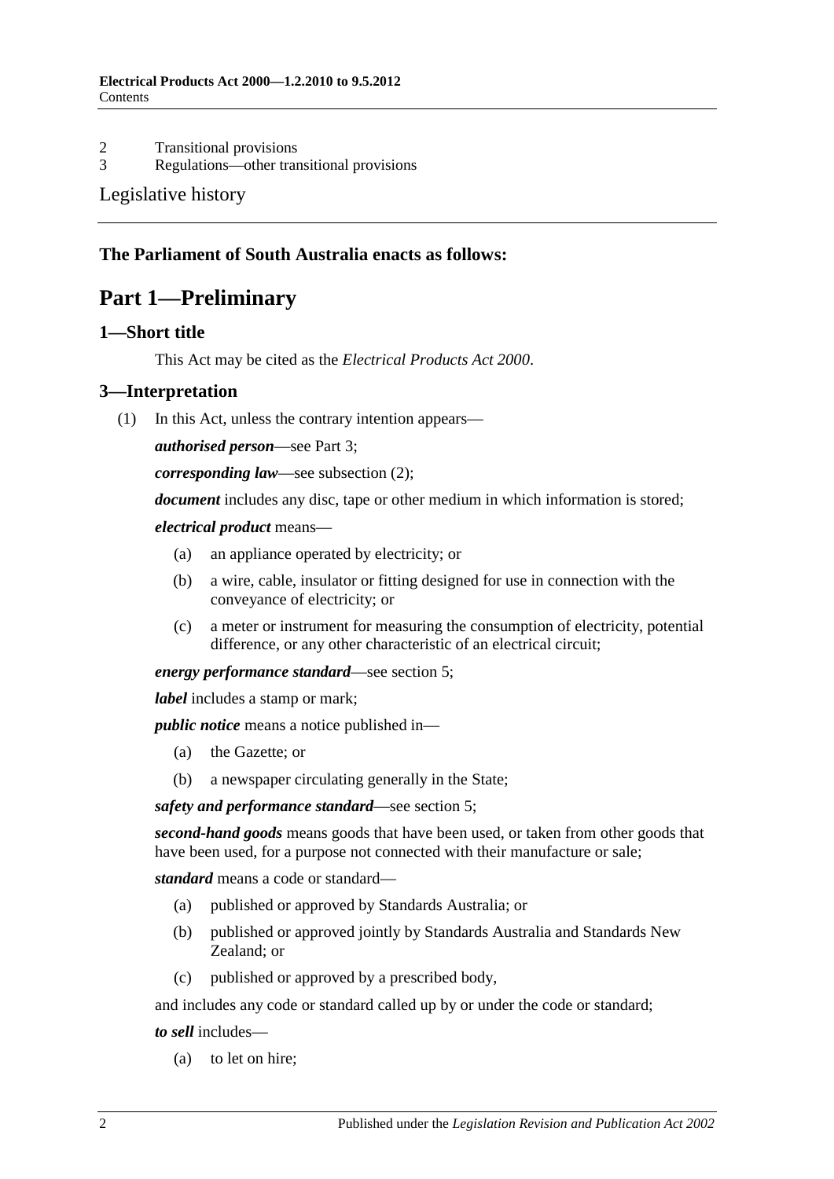2 Transitional provisions
3 Regulations—other transitional provisions

Legislative history

**The Parliament of South Australia enacts as follows:**

# Part 1—Preliminary

## 1—Short title

This Act may be cited as the *Electrical Products Act 2000*.

## 3—Interpretation

(1) In this Act, unless the contrary intention appears—

***authorised person***—see Part 3;

***corresponding law***—see subsection (2);

***document*** includes any disc, tape or other medium in which information is stored;

***electrical product*** means—

(a) an appliance operated by electricity; or

(b) a wire, cable, insulator or fitting designed for use in connection with the conveyance of electricity; or

(c) a meter or instrument for measuring the consumption of electricity, potential difference, or any other characteristic of an electrical circuit;

***energy performance standard***—see section 5;

***label*** includes a stamp or mark;

***public notice*** means a notice published in—

(a) the Gazette; or

(b) a newspaper circulating generally in the State;

***safety and performance standard***—see section 5;

***second-hand goods*** means goods that have been used, or taken from other goods that have been used, for a purpose not connected with their manufacture or sale;

***standard*** means a code or standard—

(a) published or approved by Standards Australia; or

(b) published or approved jointly by Standards Australia and Standards New Zealand; or

(c) published or approved by a prescribed body,

and includes any code or standard called up by or under the code or standard;

***to sell*** includes—

(a) to let on hire;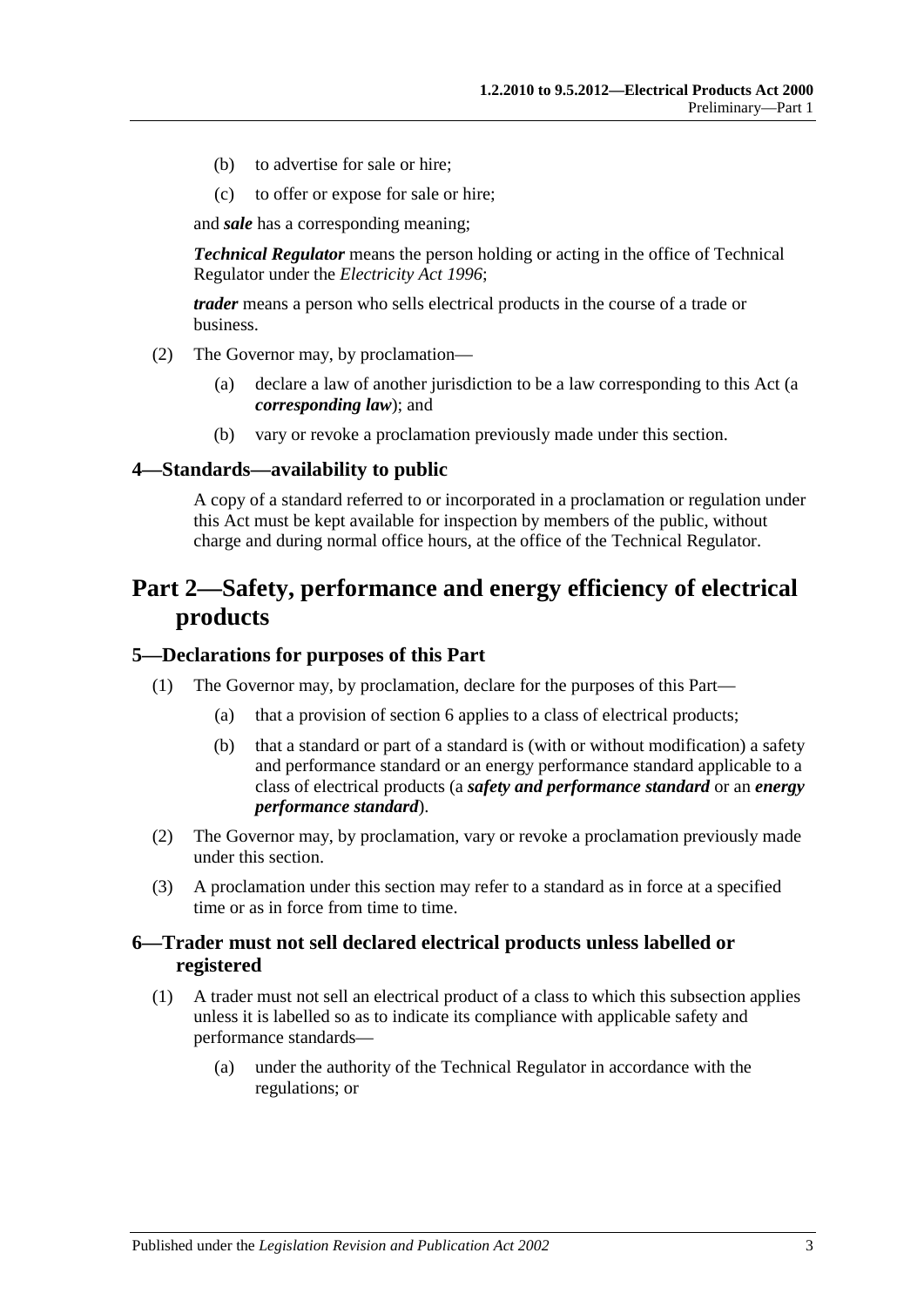(b) to advertise for sale or hire;

(c) to offer or expose for sale or hire;

and ***sale*** has a corresponding meaning;

***Technical Regulator*** means the person holding or acting in the office of Technical Regulator under the *Electricity Act 1996*;

***trader*** means a person who sells electrical products in the course of a trade or business.

(2) The Governor may, by proclamation—

(a) declare a law of another jurisdiction to be a law corresponding to this Act (a ***corresponding law***); and

(b) vary or revoke a proclamation previously made under this section.

### 4—Standards—availability to public

A copy of a standard referred to or incorporated in a proclamation or regulation under this Act must be kept available for inspection by members of the public, without charge and during normal office hours, at the office of the Technical Regulator.

## Part 2—Safety, performance and energy efficiency of electrical products

### 5—Declarations for purposes of this Part

(1) The Governor may, by proclamation, declare for the purposes of this Part—

(a) that a provision of section 6 applies to a class of electrical products;

(b) that a standard or part of a standard is (with or without modification) a safety and performance standard or an energy performance standard applicable to a class of electrical products (a ***safety and performance standard*** or an ***energy performance standard***).

(2) The Governor may, by proclamation, vary or revoke a proclamation previously made under this section.

(3) A proclamation under this section may refer to a standard as in force at a specified time or as in force from time to time.

### 6—Trader must not sell declared electrical products unless labelled or registered

(1) A trader must not sell an electrical product of a class to which this subsection applies unless it is labelled so as to indicate its compliance with applicable safety and performance standards—

(a) under the authority of the Technical Regulator in accordance with the regulations; or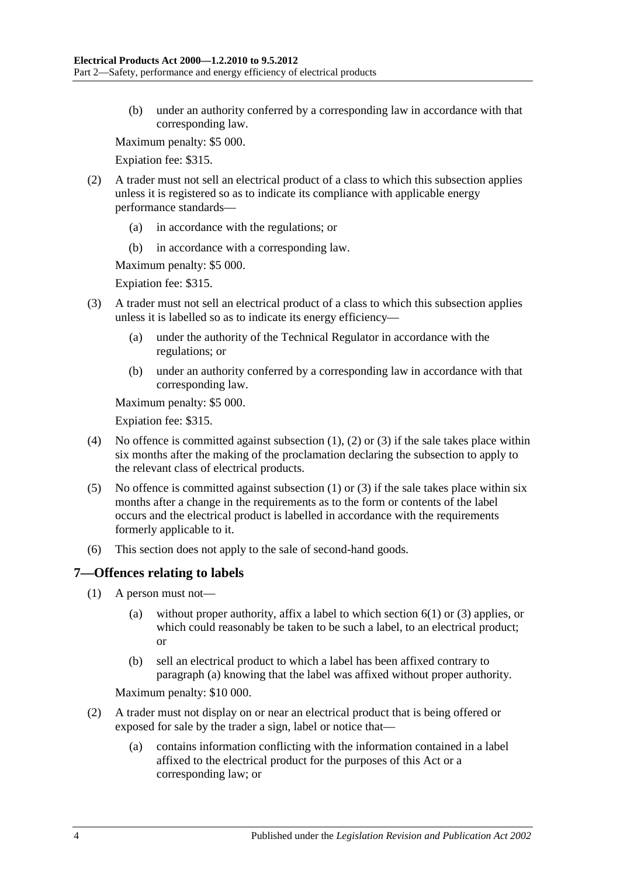(b) under an authority conferred by a corresponding law in accordance with that corresponding law.

Maximum penalty: $5 000.

Expiation fee: $315.

(2) A trader must not sell an electrical product of a class to which this subsection applies unless it is registered so as to indicate its compliance with applicable energy performance standards—

(a) in accordance with the regulations; or

(b) in accordance with a corresponding law.

Maximum penalty: $5 000.

Expiation fee: $315.

(3) A trader must not sell an electrical product of a class to which this subsection applies unless it is labelled so as to indicate its energy efficiency—

(a) under the authority of the Technical Regulator in accordance with the regulations; or

(b) under an authority conferred by a corresponding law in accordance with that corresponding law.

Maximum penalty: $5 000.

Expiation fee: $315.

(4) No offence is committed against subsection (1), (2) or (3) if the sale takes place within six months after the making of the proclamation declaring the subsection to apply to the relevant class of electrical products.

(5) No offence is committed against subsection (1) or (3) if the sale takes place within six months after a change in the requirements as to the form or contents of the label occurs and the electrical product is labelled in accordance with the requirements formerly applicable to it.

(6) This section does not apply to the sale of second-hand goods.

## 7—Offences relating to labels

(1) A person must not—

(a) without proper authority, affix a label to which section 6(1) or (3) applies, or which could reasonably be taken to be such a label, to an electrical product; or

(b) sell an electrical product to which a label has been affixed contrary to paragraph (a) knowing that the label was affixed without proper authority.

Maximum penalty: $10 000.

(2) A trader must not display on or near an electrical product that is being offered or exposed for sale by the trader a sign, label or notice that—

(a) contains information conflicting with the information contained in a label affixed to the electrical product for the purposes of this Act or a corresponding law; or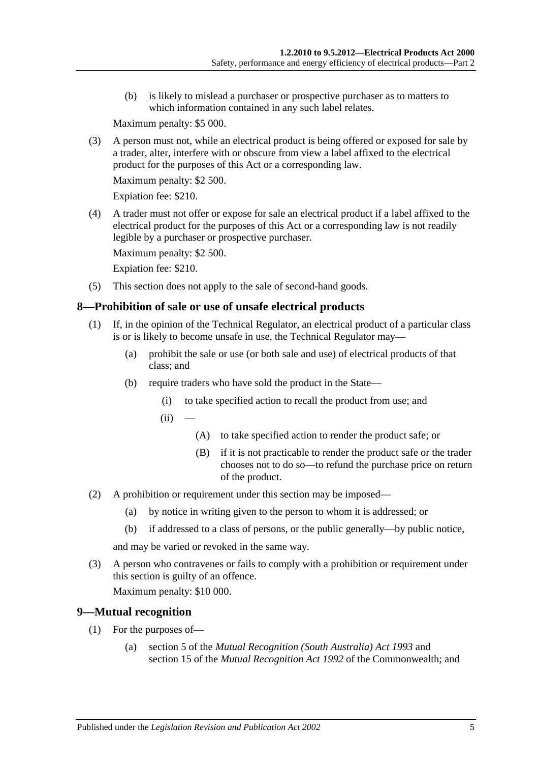(b) is likely to mislead a purchaser or prospective purchaser as to matters to which information contained in any such label relates.

Maximum penalty: $5 000.

(3) A person must not, while an electrical product is being offered or exposed for sale by a trader, alter, interfere with or obscure from view a label affixed to the electrical product for the purposes of this Act or a corresponding law.

Maximum penalty: $2 500.

Expiation fee: $210.

(4) A trader must not offer or expose for sale an electrical product if a label affixed to the electrical product for the purposes of this Act or a corresponding law is not readily legible by a purchaser or prospective purchaser.

Maximum penalty: $2 500.

Expiation fee: $210.

(5) This section does not apply to the sale of second-hand goods.

## 8—Prohibition of sale or use of unsafe electrical products

(1) If, in the opinion of the Technical Regulator, an electrical product of a particular class is or is likely to become unsafe in use, the Technical Regulator may—

(a) prohibit the sale or use (or both sale and use) of electrical products of that class; and

(b) require traders who have sold the product in the State—

(i) to take specified action to recall the product from use; and

(ii) —

(A) to take specified action to render the product safe; or

(B) if it is not practicable to render the product safe or the trader chooses not to do so—to refund the purchase price on return of the product.

(2) A prohibition or requirement under this section may be imposed—

(a) by notice in writing given to the person to whom it is addressed; or

(b) if addressed to a class of persons, or the public generally—by public notice,

and may be varied or revoked in the same way.

(3) A person who contravenes or fails to comply with a prohibition or requirement under this section is guilty of an offence.

Maximum penalty: $10 000.

## 9—Mutual recognition

(1) For the purposes of—

(a) section 5 of the *Mutual Recognition (South Australia) Act 1993* and section 15 of the *Mutual Recognition Act 1992* of the Commonwealth; and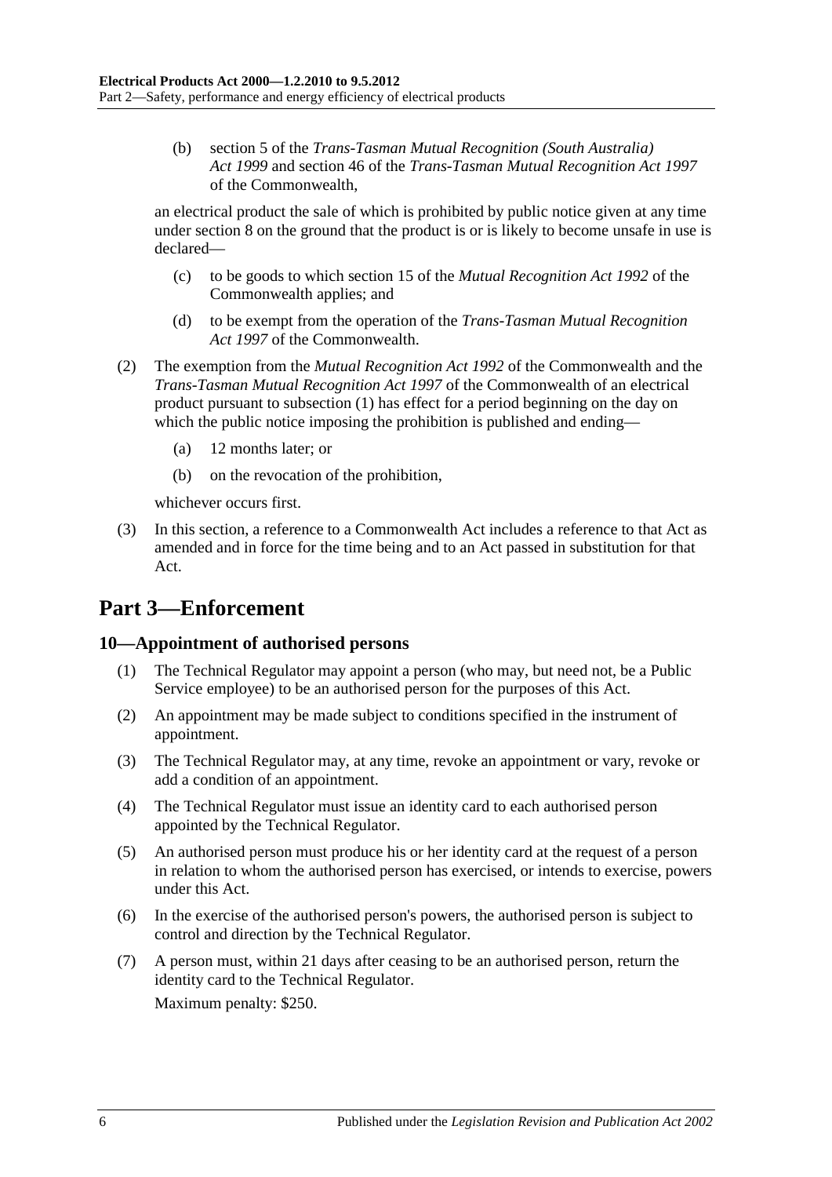(b) section 5 of the *Trans-Tasman Mutual Recognition (South Australia) Act 1999* and section 46 of the *Trans-Tasman Mutual Recognition Act 1997* of the Commonwealth,

an electrical product the sale of which is prohibited by public notice given at any time under section 8 on the ground that the product is or is likely to become unsafe in use is declared—

(c) to be goods to which section 15 of the *Mutual Recognition Act 1992* of the Commonwealth applies; and

(d) to be exempt from the operation of the *Trans-Tasman Mutual Recognition Act 1997* of the Commonwealth.

(2) The exemption from the *Mutual Recognition Act 1992* of the Commonwealth and the *Trans-Tasman Mutual Recognition Act 1997* of the Commonwealth of an electrical product pursuant to subsection (1) has effect for a period beginning on the day on which the public notice imposing the prohibition is published and ending—

(a) 12 months later; or

(b) on the revocation of the prohibition,

whichever occurs first.

(3) In this section, a reference to a Commonwealth Act includes a reference to that Act as amended and in force for the time being and to an Act passed in substitution for that Act.

# Part 3—Enforcement

## 10—Appointment of authorised persons

(1) The Technical Regulator may appoint a person (who may, but need not, be a Public Service employee) to be an authorised person for the purposes of this Act.

(2) An appointment may be made subject to conditions specified in the instrument of appointment.

(3) The Technical Regulator may, at any time, revoke an appointment or vary, revoke or add a condition of an appointment.

(4) The Technical Regulator must issue an identity card to each authorised person appointed by the Technical Regulator.

(5) An authorised person must produce his or her identity card at the request of a person in relation to whom the authorised person has exercised, or intends to exercise, powers under this Act.

(6) In the exercise of the authorised person's powers, the authorised person is subject to control and direction by the Technical Regulator.

(7) A person must, within 21 days after ceasing to be an authorised person, return the identity card to the Technical Regulator.

Maximum penalty: $250.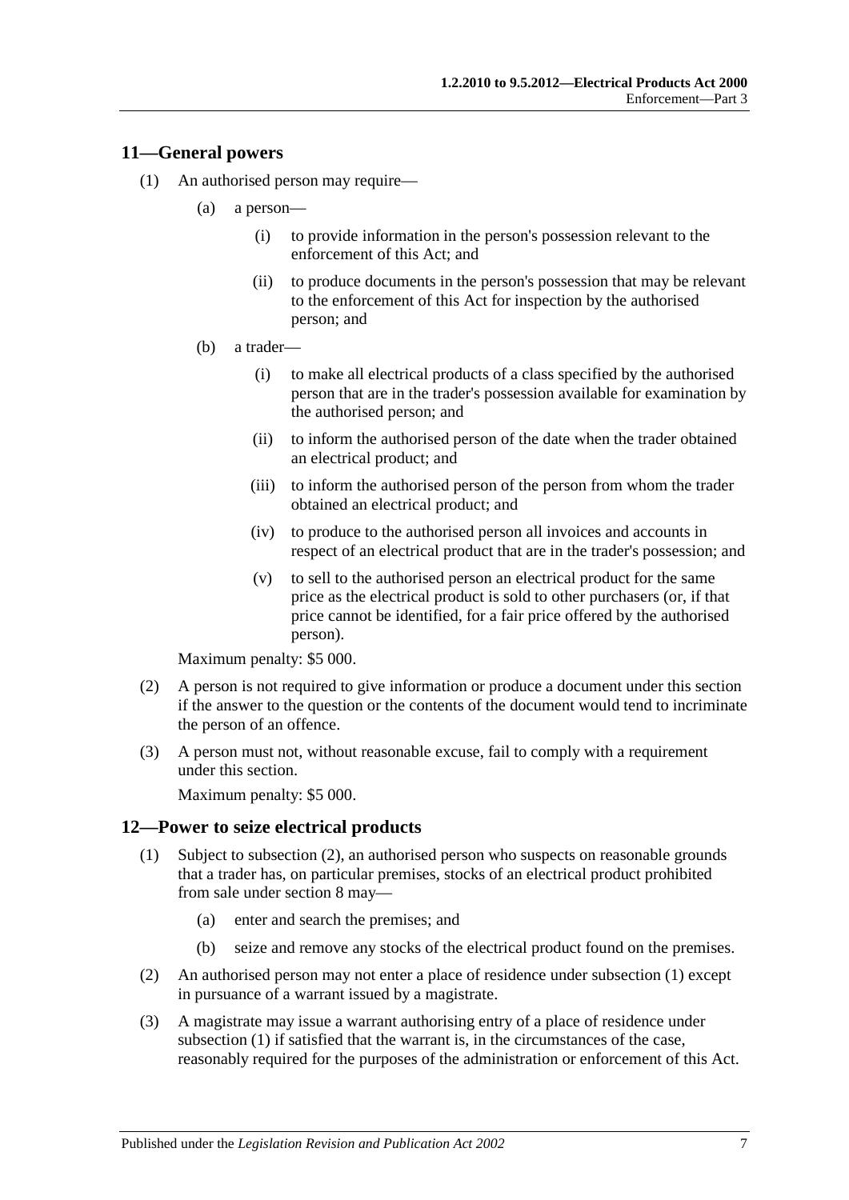## 11—General powers

(1) An authorised person may require—

(a) a person—

(i) to provide information in the person's possession relevant to the enforcement of this Act; and

(ii) to produce documents in the person's possession that may be relevant to the enforcement of this Act for inspection by the authorised person; and

(b) a trader—

(i) to make all electrical products of a class specified by the authorised person that are in the trader's possession available for examination by the authorised person; and

(ii) to inform the authorised person of the date when the trader obtained an electrical product; and

(iii) to inform the authorised person of the person from whom the trader obtained an electrical product; and

(iv) to produce to the authorised person all invoices and accounts in respect of an electrical product that are in the trader's possession; and

(v) to sell to the authorised person an electrical product for the same price as the electrical product is sold to other purchasers (or, if that price cannot be identified, for a fair price offered by the authorised person).

Maximum penalty: $5 000.

(2) A person is not required to give information or produce a document under this section if the answer to the question or the contents of the document would tend to incriminate the person of an offence.

(3) A person must not, without reasonable excuse, fail to comply with a requirement under this section.

Maximum penalty: $5 000.

## 12—Power to seize electrical products

(1) Subject to subsection (2), an authorised person who suspects on reasonable grounds that a trader has, on particular premises, stocks of an electrical product prohibited from sale under section 8 may—

(a) enter and search the premises; and

(b) seize and remove any stocks of the electrical product found on the premises.

(2) An authorised person may not enter a place of residence under subsection (1) except in pursuance of a warrant issued by a magistrate.

(3) A magistrate may issue a warrant authorising entry of a place of residence under subsection (1) if satisfied that the warrant is, in the circumstances of the case, reasonably required for the purposes of the administration or enforcement of this Act.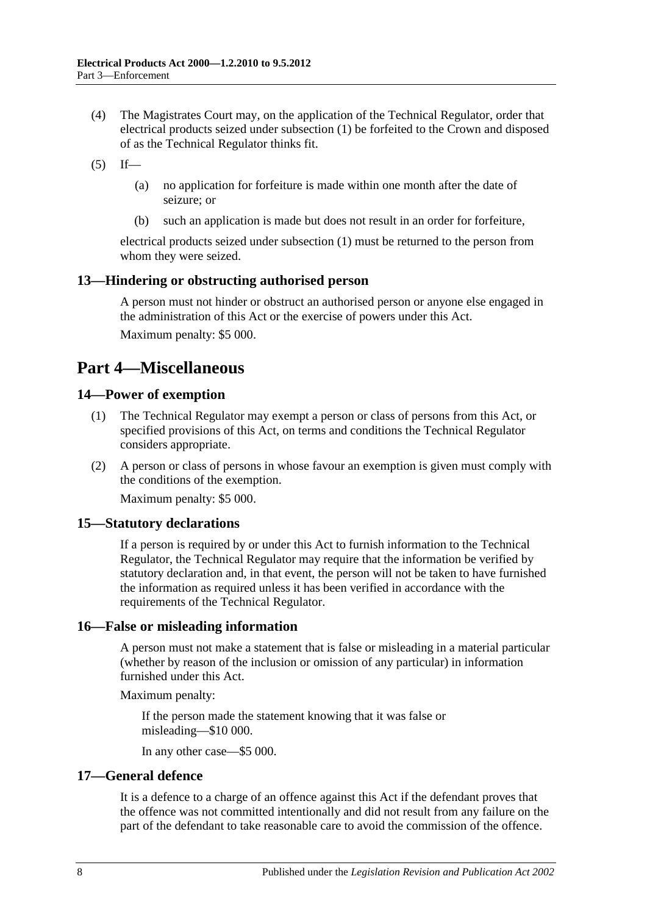(4) The Magistrates Court may, on the application of the Technical Regulator, order that electrical products seized under subsection (1) be forfeited to the Crown and disposed of as the Technical Regulator thinks fit.

(5) If—

(a) no application for forfeiture is made within one month after the date of seizure; or

(b) such an application is made but does not result in an order for forfeiture,

electrical products seized under subsection (1) must be returned to the person from whom they were seized.

### 13—Hindering or obstructing authorised person

A person must not hinder or obstruct an authorised person or anyone else engaged in the administration of this Act or the exercise of powers under this Act.

Maximum penalty: $5 000.

## Part 4—Miscellaneous

### 14—Power of exemption

(1) The Technical Regulator may exempt a person or class of persons from this Act, or specified provisions of this Act, on terms and conditions the Technical Regulator considers appropriate.

(2) A person or class of persons in whose favour an exemption is given must comply with the conditions of the exemption.

Maximum penalty: $5 000.

### 15—Statutory declarations

If a person is required by or under this Act to furnish information to the Technical Regulator, the Technical Regulator may require that the information be verified by statutory declaration and, in that event, the person will not be taken to have furnished the information as required unless it has been verified in accordance with the requirements of the Technical Regulator.

### 16—False or misleading information

A person must not make a statement that is false or misleading in a material particular (whether by reason of the inclusion or omission of any particular) in information furnished under this Act.

Maximum penalty:

If the person made the statement knowing that it was false or misleading—$10 000.

In any other case—$5 000.

### 17—General defence

It is a defence to a charge of an offence against this Act if the defendant proves that the offence was not committed intentionally and did not result from any failure on the part of the defendant to take reasonable care to avoid the commission of the offence.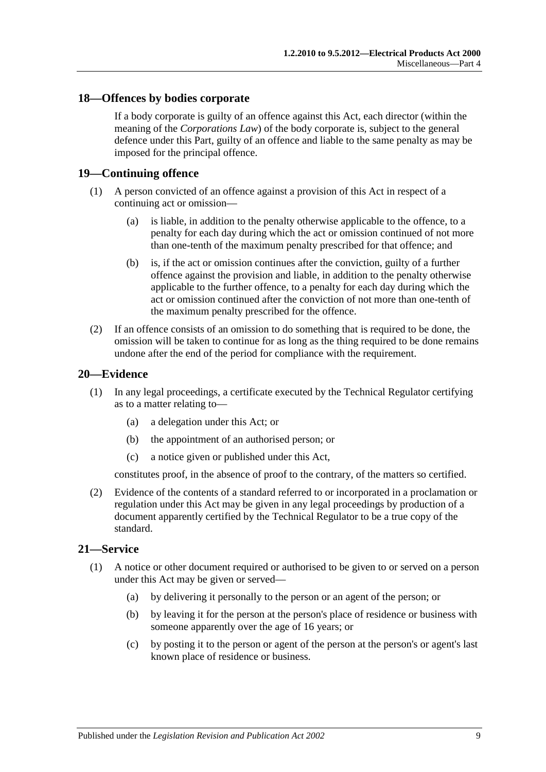## 18—Offences by bodies corporate

If a body corporate is guilty of an offence against this Act, each director (within the meaning of the *Corporations Law*) of the body corporate is, subject to the general defence under this Part, guilty of an offence and liable to the same penalty as may be imposed for the principal offence.

## 19—Continuing offence

(1) A person convicted of an offence against a provision of this Act in respect of a continuing act or omission—

(a) is liable, in addition to the penalty otherwise applicable to the offence, to a penalty for each day during which the act or omission continued of not more than one-tenth of the maximum penalty prescribed for that offence; and

(b) is, if the act or omission continues after the conviction, guilty of a further offence against the provision and liable, in addition to the penalty otherwise applicable to the further offence, to a penalty for each day during which the act or omission continued after the conviction of not more than one-tenth of the maximum penalty prescribed for the offence.

(2) If an offence consists of an omission to do something that is required to be done, the omission will be taken to continue for as long as the thing required to be done remains undone after the end of the period for compliance with the requirement.

## 20—Evidence

(1) In any legal proceedings, a certificate executed by the Technical Regulator certifying as to a matter relating to—

(a) a delegation under this Act; or

(b) the appointment of an authorised person; or

(c) a notice given or published under this Act,

constitutes proof, in the absence of proof to the contrary, of the matters so certified.

(2) Evidence of the contents of a standard referred to or incorporated in a proclamation or regulation under this Act may be given in any legal proceedings by production of a document apparently certified by the Technical Regulator to be a true copy of the standard.

## 21—Service

(1) A notice or other document required or authorised to be given to or served on a person under this Act may be given or served—

(a) by delivering it personally to the person or an agent of the person; or

(b) by leaving it for the person at the person's place of residence or business with someone apparently over the age of 16 years; or

(c) by posting it to the person or agent of the person at the person's or agent's last known place of residence or business.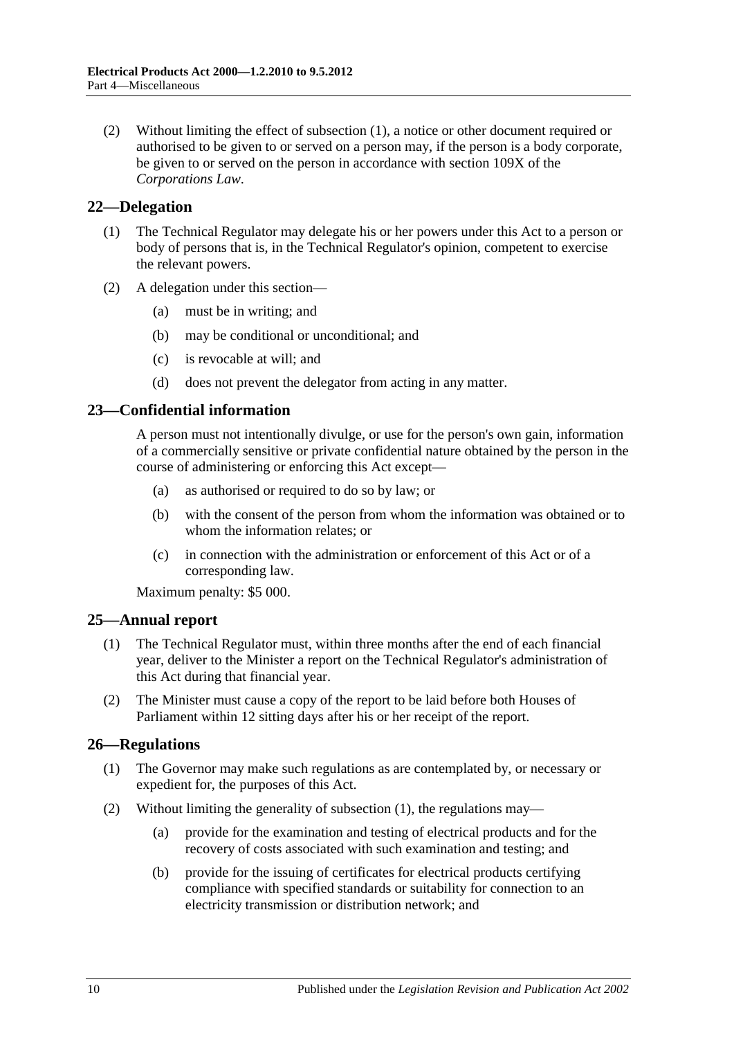(2) Without limiting the effect of subsection (1), a notice or other document required or authorised to be given to or served on a person may, if the person is a body corporate, be given to or served on the person in accordance with section 109X of the *Corporations Law*.

## 22—Delegation

(1) The Technical Regulator may delegate his or her powers under this Act to a person or body of persons that is, in the Technical Regulator's opinion, competent to exercise the relevant powers.

(2) A delegation under this section—

(a) must be in writing; and

(b) may be conditional or unconditional; and

(c) is revocable at will; and

(d) does not prevent the delegator from acting in any matter.

## 23—Confidential information

A person must not intentionally divulge, or use for the person's own gain, information of a commercially sensitive or private confidential nature obtained by the person in the course of administering or enforcing this Act except—

(a) as authorised or required to do so by law; or

(b) with the consent of the person from whom the information was obtained or to whom the information relates; or

(c) in connection with the administration or enforcement of this Act or of a corresponding law.

Maximum penalty: $5 000.

## 25—Annual report

(1) The Technical Regulator must, within three months after the end of each financial year, deliver to the Minister a report on the Technical Regulator's administration of this Act during that financial year.

(2) The Minister must cause a copy of the report to be laid before both Houses of Parliament within 12 sitting days after his or her receipt of the report.

## 26—Regulations

(1) The Governor may make such regulations as are contemplated by, or necessary or expedient for, the purposes of this Act.

(2) Without limiting the generality of subsection (1), the regulations may—

(a) provide for the examination and testing of electrical products and for the recovery of costs associated with such examination and testing; and

(b) provide for the issuing of certificates for electrical products certifying compliance with specified standards or suitability for connection to an electricity transmission or distribution network; and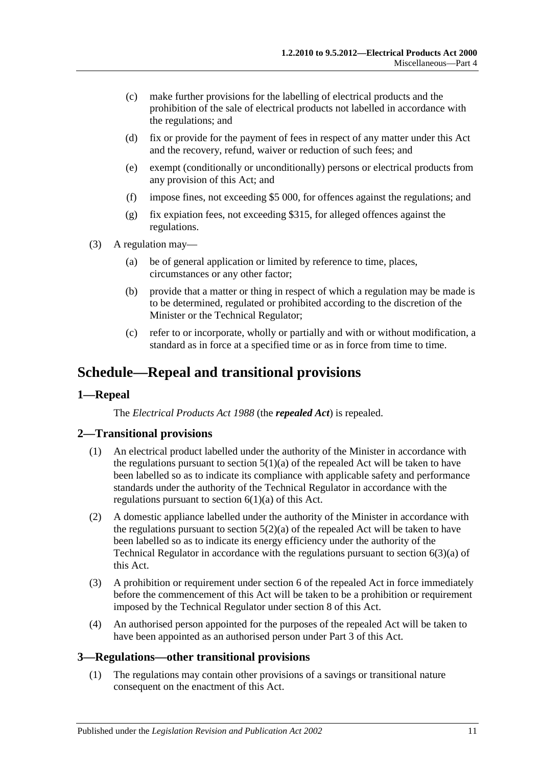(c) make further provisions for the labelling of electrical products and the prohibition of the sale of electrical products not labelled in accordance with the regulations; and

(d) fix or provide for the payment of fees in respect of any matter under this Act and the recovery, refund, waiver or reduction of such fees; and

(e) exempt (conditionally or unconditionally) persons or electrical products from any provision of this Act; and

(f) impose fines, not exceeding $5 000, for offences against the regulations; and

(g) fix expiation fees, not exceeding $315, for alleged offences against the regulations.

(3) A regulation may—

(a) be of general application or limited by reference to time, places, circumstances or any other factor;

(b) provide that a matter or thing in respect of which a regulation may be made is to be determined, regulated or prohibited according to the discretion of the Minister or the Technical Regulator;

(c) refer to or incorporate, wholly or partially and with or without modification, a standard as in force at a specified time or as in force from time to time.

# Schedule—Repeal and transitional provisions

## 1—Repeal

The *Electrical Products Act 1988* (the ***repealed Act***) is repealed.

## 2—Transitional provisions

(1) An electrical product labelled under the authority of the Minister in accordance with the regulations pursuant to section 5(1)(a) of the repealed Act will be taken to have been labelled so as to indicate its compliance with applicable safety and performance standards under the authority of the Technical Regulator in accordance with the regulations pursuant to section 6(1)(a) of this Act.

(2) A domestic appliance labelled under the authority of the Minister in accordance with the regulations pursuant to section 5(2)(a) of the repealed Act will be taken to have been labelled so as to indicate its energy efficiency under the authority of the Technical Regulator in accordance with the regulations pursuant to section 6(3)(a) of this Act.

(3) A prohibition or requirement under section 6 of the repealed Act in force immediately before the commencement of this Act will be taken to be a prohibition or requirement imposed by the Technical Regulator under section 8 of this Act.

(4) An authorised person appointed for the purposes of the repealed Act will be taken to have been appointed as an authorised person under Part 3 of this Act.

## 3—Regulations—other transitional provisions

(1) The regulations may contain other provisions of a savings or transitional nature consequent on the enactment of this Act.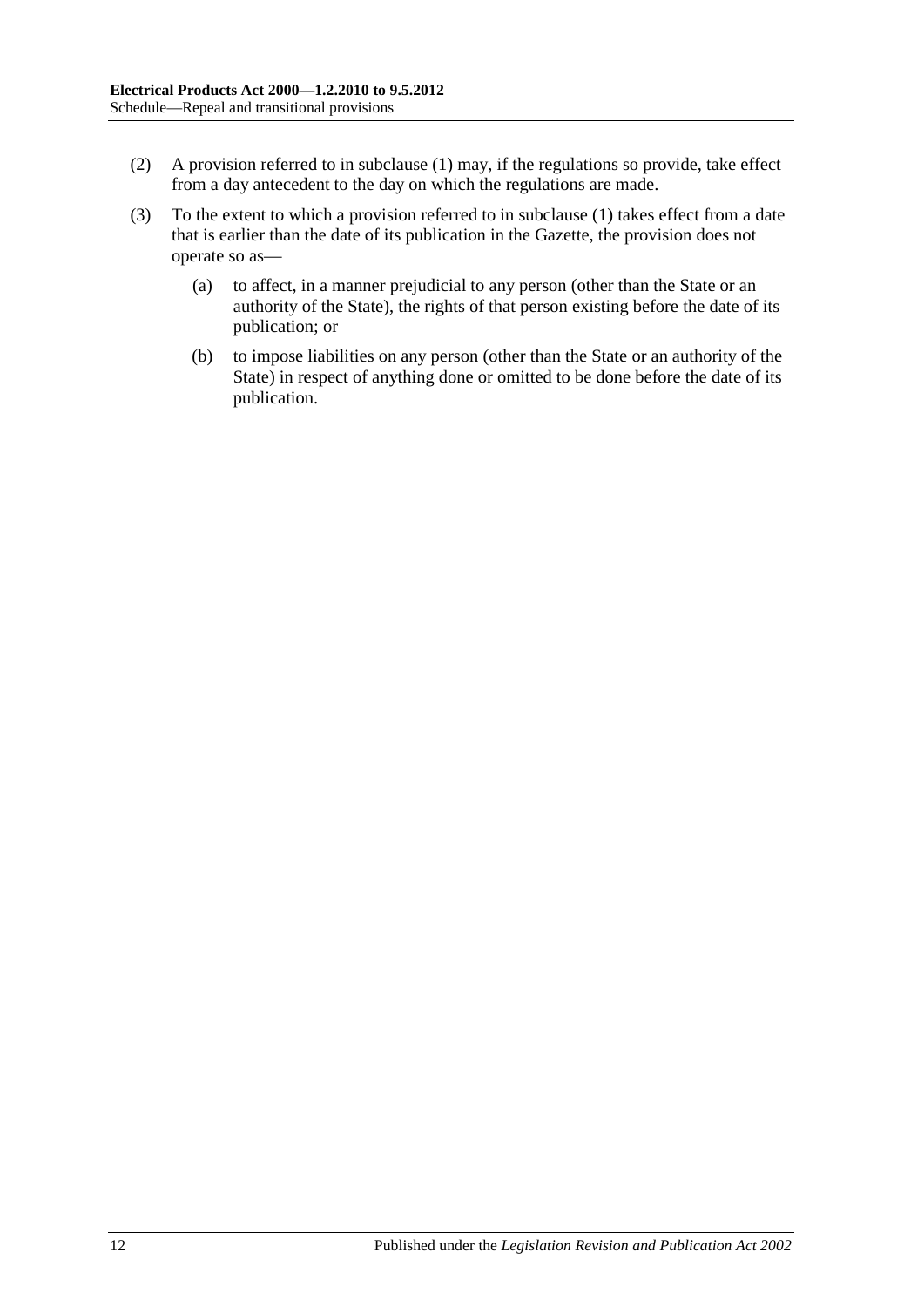(2) A provision referred to in subclause (1) may, if the regulations so provide, take effect from a day antecedent to the day on which the regulations are made.

(3) To the extent to which a provision referred to in subclause (1) takes effect from a date that is earlier than the date of its publication in the Gazette, the provision does not operate so as—

(a) to affect, in a manner prejudicial to any person (other than the State or an authority of the State), the rights of that person existing before the date of its publication; or

(b) to impose liabilities on any person (other than the State or an authority of the State) in respect of anything done or omitted to be done before the date of its publication.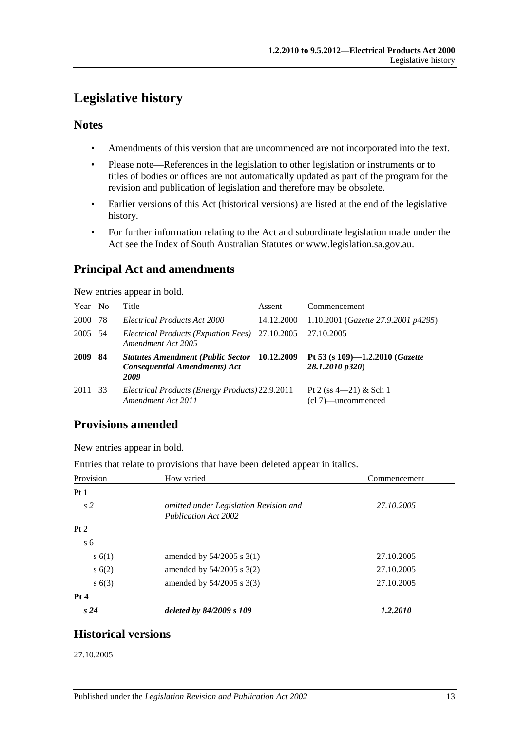# Legislative history

## Notes

- Amendments of this version that are uncommenced are not incorporated into the text.
- Please note—References in the legislation to other legislation or instruments or to titles of bodies or offices are not automatically updated as part of the program for the revision and publication of legislation and therefore may be obsolete.
- Earlier versions of this Act (historical versions) are listed at the end of the legislative history.
- For further information relating to the Act and subordinate legislation made under the Act see the Index of South Australian Statutes or www.legislation.sa.gov.au.

## Principal Act and amendments

New entries appear in bold.

| Year | No | Title | Assent | Commencement |
|---|---|---|---|---|
| 2000 | 78 | *Electrical Products Act 2000* | 14.12.2000 | 1.10.2001 (*Gazette 27.9.2001 p4295*) |
| 2005 | 54 | *Electrical Products (Expiation Fees) Amendment Act 2005* | 27.10.2005 | 27.10.2005 |
| **2009** | **84** | ***Statutes Amendment (Public Sector Consequential Amendments) Act 2009*** | **10.12.2009** | **Pt 53 (s 109)—1.2.2010 (*Gazette 28.1.2010 p320*)** |
| 2011 | 33 | *Electrical Products (Energy Products) Amendment Act 2011* | 22.9.2011 | Pt 2 (ss 4—21) & Sch 1 (cl 7)—uncommenced |

## Provisions amended

New entries appear in bold.

Entries that relate to provisions that have been deleted appear in italics.

| Provision | How varied | Commencement |
|---|---|---|
| Pt 1 | | |
| *s 2* | *omitted under Legislation Revision and Publication Act 2002* | *27.10.2005* |
| Pt 2 | | |
| s 6 | | |
| s 6(1) | amended by 54/2005 s 3(1) | 27.10.2005 |
| s 6(2) | amended by 54/2005 s 3(2) | 27.10.2005 |
| s 6(3) | amended by 54/2005 s 3(3) | 27.10.2005 |
| **Pt 4** | | |
| ***s 24*** | ***deleted by 84/2009 s 109*** | ***1.2.2010*** |

## Historical versions

27.10.2005